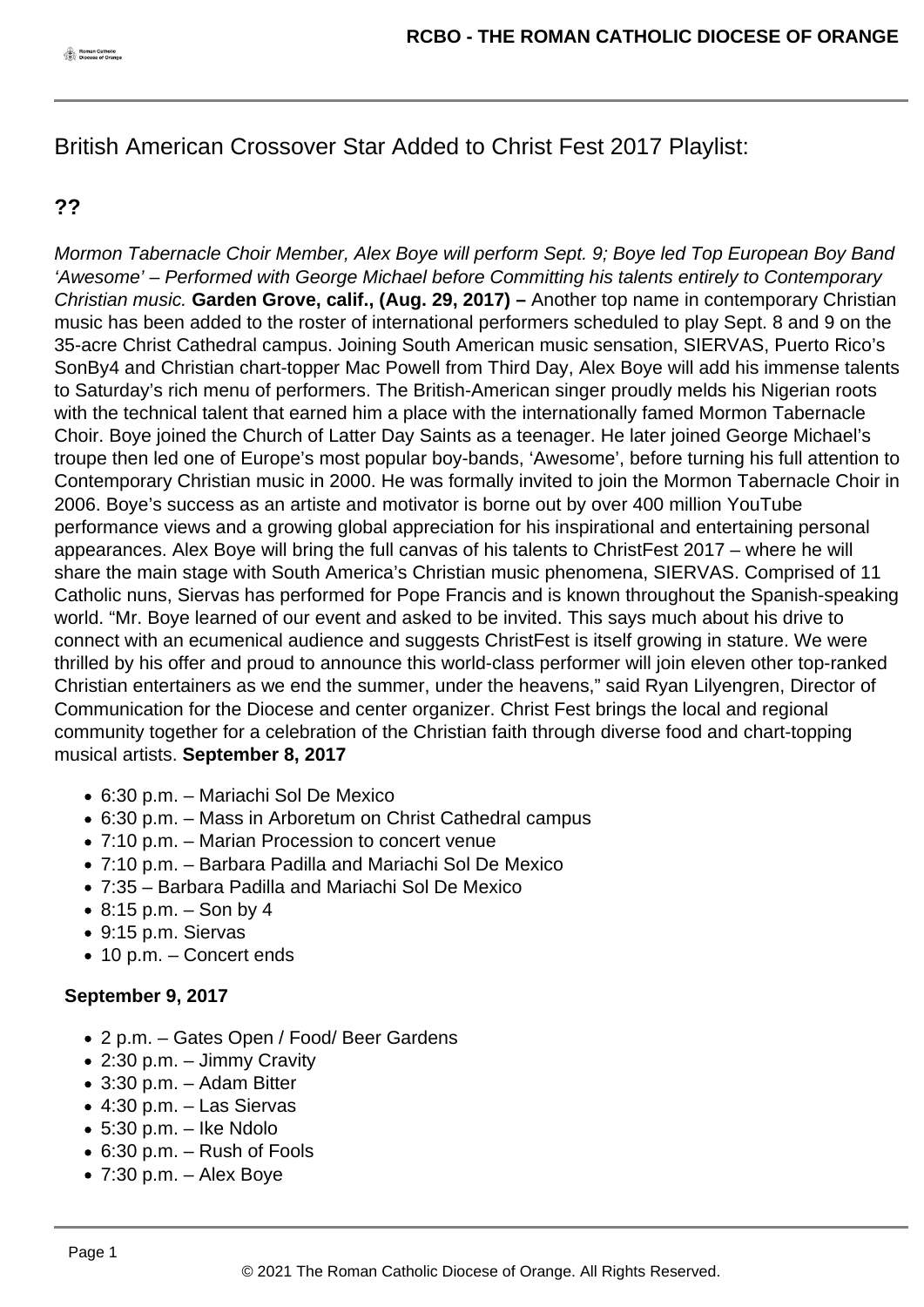# British American Crossover Star Added to Christ Fest 2017 Playlist:

**??**

*Mormon Tabernacle Choir Member, Alex Boye will perform Sept. 9; Boye led Top European Boy Band 'Awesome' – Performed with George Michael before Committing his talents entirely to Contemporary Christian music.* **Garden Grove, calif., (Aug. 29, 2017) –** Another top name in contemporary Christian music has been added to the roster of international performers scheduled to play Sept. 8 and 9 on the 35-acre Christ Cathedral campus. Joining South American music sensation, SIERVAS, Puerto Rico's SonBy4 and Christian chart-topper Mac Powell from Third Day, Alex Boye will add his immense talents to Saturday's rich menu of performers. The British-American singer proudly melds his Nigerian roots with the technical talent that earned him a place with the internationally famed Mormon Tabernacle Choir. Boye joined the Church of Latter Day Saints as a teenager. He later joined George Michael's troupe then led one of Europe's most popular boy-bands, 'Awesome', before turning his full attention to Contemporary Christian music in 2000. He was formally invited to join the Mormon Tabernacle Choir in 2006. Boye's success as an artiste and motivator is borne out by over 400 million YouTube performance views and a growing global appreciation for his inspirational and entertaining personal appearances. Alex Boye will bring the full canvas of his talents to ChristFest 2017 – where he will share the main stage with South America's Christian music phenomena, SIERVAS. Comprised of 11 Catholic nuns, Siervas has performed for Pope Francis and is known throughout the Spanish-speaking world. "Mr. Boye learned of our event and asked to be invited. This says much about his drive to connect with an ecumenical audience and suggests ChristFest is itself growing in stature. We were thrilled by his offer and proud to announce this world-class performer will join eleven other top-ranked Christian entertainers as we end the summer, under the heavens," said Ryan Lilyengren, Director of Communication for the Diocese and center organizer. Christ Fest brings the local and regional community together for a celebration of the Christian faith through diverse food and chart-topping musical artists. **September 8, 2017**

- 6:30 p.m. – Mariachi Sol De Mexico
- 6:30 p.m. – Mass in Arboretum on Christ Cathedral campus
- 7:10 p.m. – Marian Procession to concert venue
- 7:10 p.m. – Barbara Padilla and Mariachi Sol De Mexico
- 7:35 – Barbara Padilla and Mariachi Sol De Mexico
- 8:15 p.m. – Son by 4
- 9:15 p.m. Siervas
- 10 p.m. – Concert ends

**September 9, 2017**

- 2 p.m. – Gates Open / Food/ Beer Gardens
- 2:30 p.m. – Jimmy Cravity
- 3:30 p.m. – Adam Bitter
- 4:30 p.m. – Las Siervas
- 5:30 p.m. – Ike Ndolo
- 6:30 p.m. – Rush of Fools
- 7:30 p.m. – Alex Boye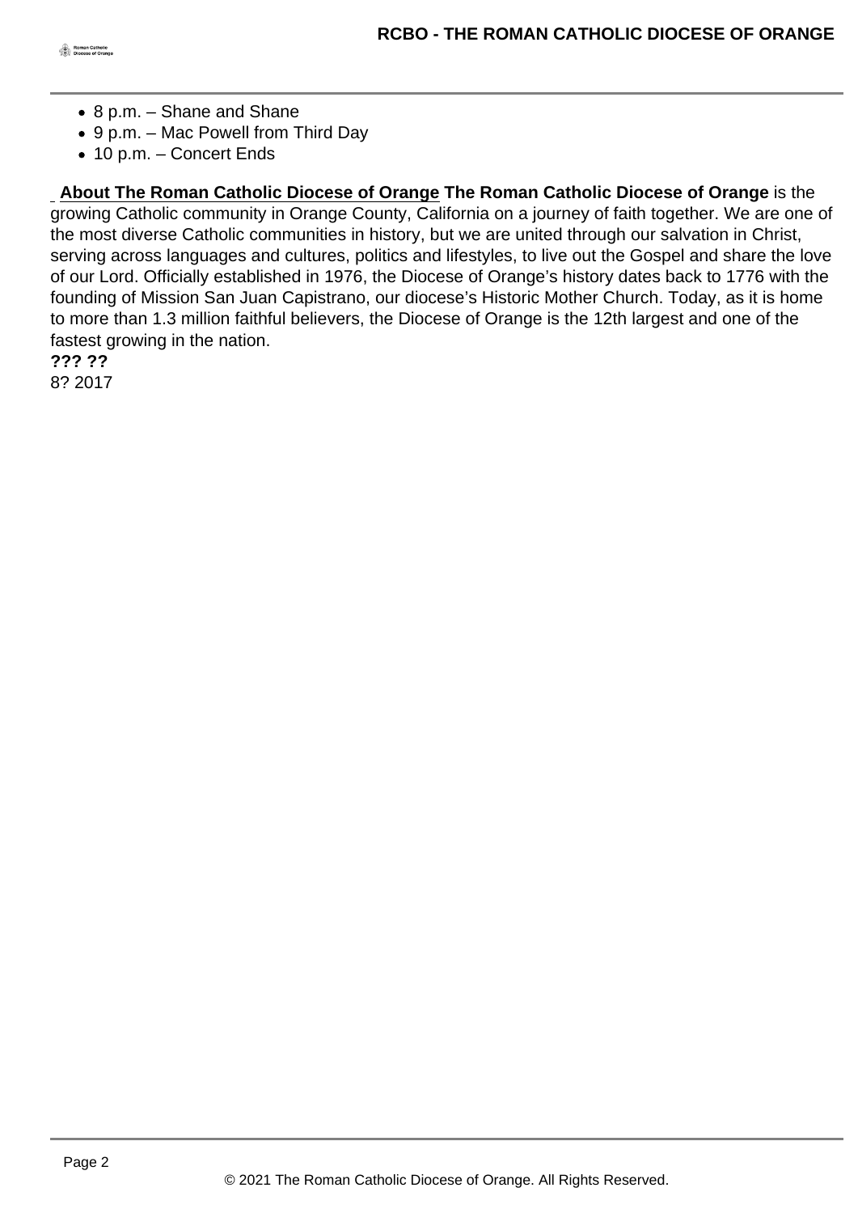- 8 p.m. – Shane and Shane
- 9 p.m. – Mac Powell from Third Day
- 10 p.m. – Concert Ends

**About The Roman Catholic Diocese of Orange** **The Roman Catholic Diocese of Orange** is the growing Catholic community in Orange County, California on a journey of faith together. We are one of the most diverse Catholic communities in history, but we are united through our salvation in Christ, serving across languages and cultures, politics and lifestyles, to live out the Gospel and share the love of our Lord. Officially established in 1976, the Diocese of Orange's history dates back to 1776 with the founding of Mission San Juan Capistrano, our diocese's Historic Mother Church. Today, as it is home to more than 1.3 million faithful believers, the Diocese of Orange is the 12th largest and one of the fastest growing in the nation.

**??? ??**

8? 2017